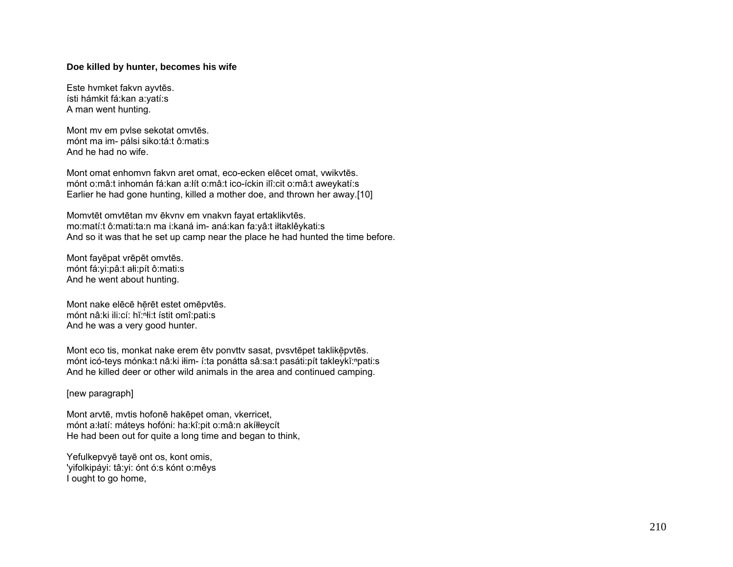**Doe killed by hunter, becomes his wife**

Este hvmket fakvn ayvtēs.
ísti hámkit fá:kan a:yatí:s
A man went hunting.

Mont mv em pvlse sekotat omvtēs.
mónt ma im- pálsi siko:tá:t ô:mati:s
And he had no wife.

Mont omat enhomvn fakvn aret omat, eco-ecken elēcet omat, vwikvtēs.
mónt o:mâ:t inhomán fá:kan a:łít o:mâ:t ico-íckin ilî:cit o:mâ:t aweykatí:s
Earlier he had gone hunting, killed a mother doe, and thrown her away.[10]

Momvtēt omvtētan mv ēkvnv em vnakvn fayat ertaklikvtēs.
mo:matí:t ô:mati:ta:n ma i:kaná im- aná:kan fa:yâ:t iłtaklêykati:s
And so it was that he set up camp near the place he had hunted the time before.

Mont fayēpat vrēpēt omvtēs.
mónt fá:yi:pâ:t ałi:pít ô:mati:s
And he went about hunting.

Mont nake elēcē hē̜rēt estet omēpvtēs.
mónt nâ:ki ili:cí: hĭ:ⁿłi:t ístit omî:pati:s
And he was a very good hunter.

Mont eco tis, monkat nake erem ētv ponvttv sasat, pvsvtēpet taklikē̜pvtēs.
mónt icó-teys mónka:t nâ:ki iłim- í:ta ponátta sâ:sa:t pasáti:pít takleykĭ:ⁿpati:s
And he killed deer or other wild animals in the area and continued camping.

[new paragraph]

Mont arvtē, mvtis hofonē hakēpet oman, vkerricet,
mónt a:łatí: máteys hofóni: ha:kî:pit o:mâ:n akíłłeycít
He had been out for quite a long time and began to think,

Yefulkepvyē tayē ont os, kont omis,
'yifolkipáyi: tâ:yi: ónt ó:s kónt o:mêys
I ought to go home,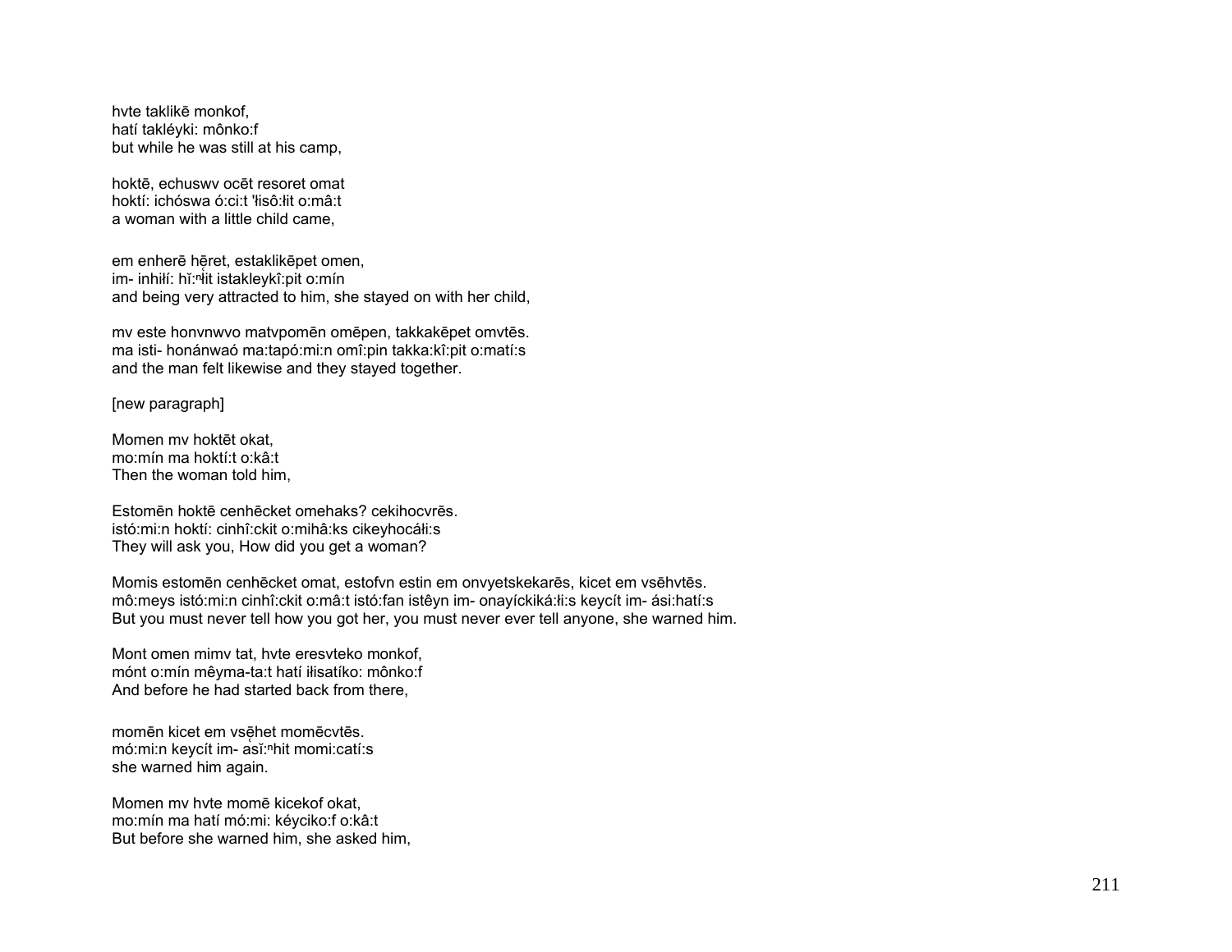hvte taklikē monkof,
hatí takléyki: mônko:f
but while he was still at his camp,

hoktē, echuswv ocēt resoret omat
hoktí: ichóswa ó:ci:t 'łisô:łit o:mâ:t
a woman with a little child came,

em enherē hē̜ret, estaklikēpet omen,
im- inhiłí: hǐ:ⁿłit istakleykî:pit o:mín
and being very attracted to him, she stayed on with her child,

mv este honvnwvo matvpomēn omēpen, takkakēpet omvtēs.
ma isti- honánwaó ma:tapó:mi:n omî:pin takka:kî:pit o:matí:s
and the man felt likewise and they stayed together.

[new paragraph]

Momen mv hoktēt okat,
mo:mín ma hoktí:t o:kâ:t
Then the woman told him,

Estomēn hoktē cenhēcket omehaks? cekihocvrēs.
istó:mi:n hoktí: cinhî:ckit o:mihâ:ks cikeyhocáłi:s
They will ask you, How did you get a woman?

Momis estomēn cenhēcket omat, estofvn estin em onvyetskekarēs, kicet em vsēhvtēs.
mô:meys istó:mi:n cinhî:ckit o:mâ:t istó:fan istêyn im- onayíckiká:łi:s keycít im- ási:hatí:s
But you must never tell how you got her, you must never ever tell anyone, she warned him.

Mont omen mimv tat, hvte eresvteko monkof,
mónt o:mín mêyma-ta:t hatí iłisatíko: mônko:f
And before he had started back from there,

momēn kicet em vsē̜het momēcvtēs.
mó:mi:n keycít im- asǐ:ⁿhit momi:catí:s
she warned him again.

Momen mv hvte momē kicekof okat,
mo:mín ma hatí mó:mi: kéyciko:f o:kâ:t
But before she warned him, she asked him,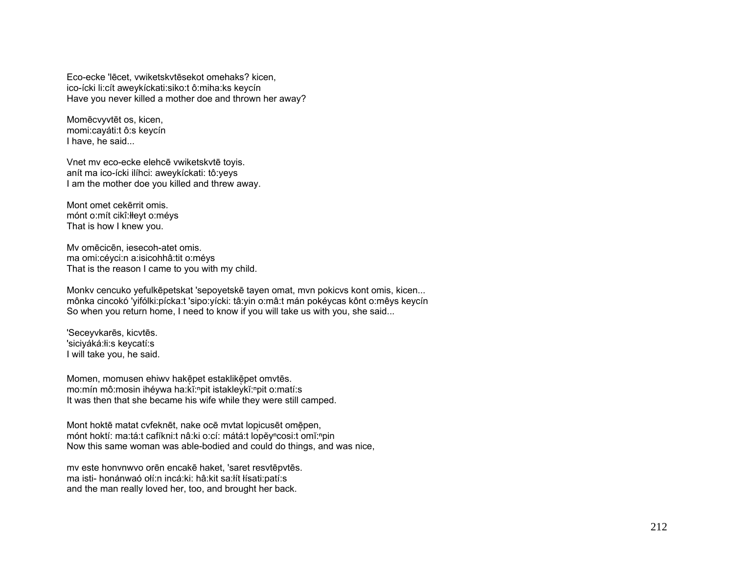Eco-ecke 'lēcet, vwiketskvtēsekot omehaks? kicen,
ico-ícki li:cít aweykíckati:siko:t ô:miha:ks keycín
Have you never killed a mother doe and thrown her away?

Momēcvyvtēt os, kicen,
momi:cayáti:t ô:s keycín
I have, he said...

Vnet mv eco-ecke elehcē vwiketskvtē toyis.
anít ma ico-ícki ilíhci: aweykíckati: tô:yeys
I am the mother doe you killed and threw away.

Mont omet cekērrit omis.
mónt o:mít cikî:łłeyt o:méys
That is how I knew you.

Mv omēcicēn, iesecoh-atet omis.
ma omi:céyci:n a:isicohhâ:tit o:méys
That is the reason I came to you with my child.

Monkv cencuko yefulkēpetskat 'sepoyetskē tayen omat, mvn pokicvs kont omis, kicen...
mônka cincokó 'yifólki:pícka:t 'sipo:yícki: tâ:yin o:mâ:t mán pokéycas kônt o:mêys keycín
So when you return home, I need to know if you will take us with you, she said...

'Seceyvkarēs, kicvtēs.
'siciyáká:łi:s keycatí:s
I will take you, he said.

Momen, momusen ehiwv hakę̄pet estaklikę̄pet omvtēs.
mo:mín mô:mosin ihéywa ha:kĭ:$^n$pit istakley̨kĭ:$^n$pit o:matí:s
It was then that she became his wife while they were still camped.

Mont hoktē matat cvfeknēt, nake ocē mvtat lopįcusēt omę̄pen,
mónt hoktí: ma:tá:t cafíkni:t nâ:ki o:cí: mátá:t lopěy$^n$cosi:t̨ omĭ:$^n$pin
Now this same woman was able-bodied and could do things, and was nice,

mv este honvnwvo orēn encakē haket, 'saret resvtēpvtēs.
ma isti- honánwaó ołí:n incá:ki: hâ:kit sa:łít łísati:patí:s
and the man really loved her, too, and brought her back.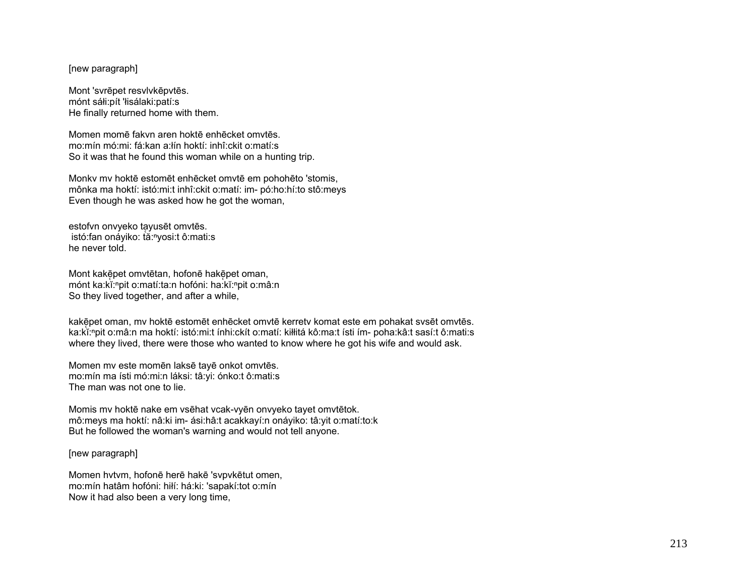[new paragraph]

Mont 'svrēpet resvlvkēpvtēs.
mónt sáłi:pít 'łisálaki:patí:s
He finally returned home with them.

Momen momē fakvn aren hoktē enhēcket omvtēs.
mo:mín mó:mi: fá:kan a:łín hoktí: inhî:ckit o:matí:s
So it was that he found this woman while on a hunting trip.

Monkv mv hoktē estomēt enhēcket omvtē em pohohēto 'stomis,
mônka ma hoktí: istó:mi:t inhî:ckit o:matí: im- pó:ho:hí:to stô:meys
Even though he was asked how he got the woman,

estofvn onvyeko tąyusēt omvtēs.
istó:fan onáyiko: tă̜:ⁿyosi:t ô:mati:s
he never told.

Mont kakę̄pet omvtētan, hofonē hakę̄pet oman,
mónt ka:kĭ̜:ⁿpit o:matí:ta:n hofóni: ha:kĭ̜:ⁿpit o:mâ:n
So they lived together, and after a while,

kakę̄pet oman, mv hoktē estomēt enhēcket omvtē kerretv komat este em pohakat svsēt omvtēs.
ka:kĭ̜:ⁿpit o:mâ:n ma hoktí: istó:mi:t ínhi:ckít o:matí: kiłłitá kô:ma:t ísti ím- poha:kâ:t sasí:t ô:mati:s
where they lived, there were those who wanted to know where he got his wife and would ask.

Momen mv este momēn laksē tayē onkot omvtēs.
mo:mín ma ísti mó:mi:n láksi: tâ:yi: ónko:t ô:mati:s
The man was not one to lie.

Momis mv hoktē nake em vsēhat vcak-vyēn onvyeko tayet omvtētok.
mô:meys ma hoktí: nâ:ki im- ási:hâ:t acakkayí:n onáyiko: tâ:yit o:matí:to:k
But he followed the woman's warning and would not tell anyone.

[new paragraph]

Momen hvtvm, hofonē herē hakē 'svpvkētut omen,
mo:mín hatâm hofóni: hiłí: há:ki: 'sapakí:tot o:mín
Now it had also been a very long time,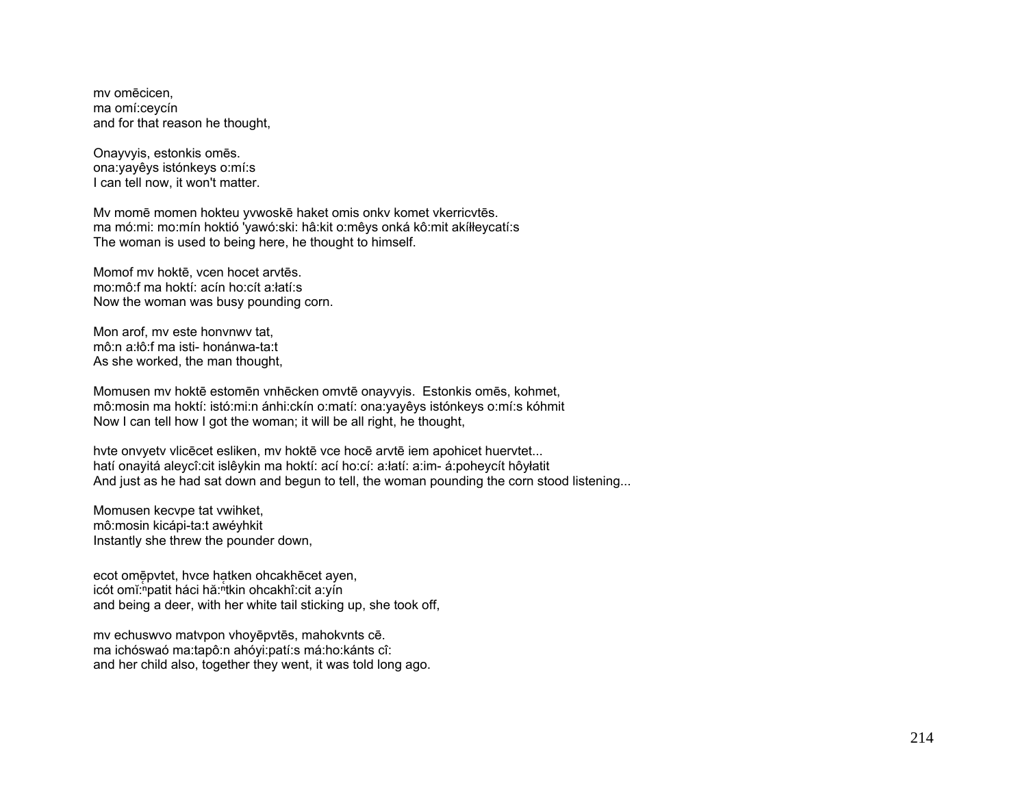mv omēcicen,
ma omí:ceycín
and for that reason he thought,

Onayvyis, estonkis omēs.
ona:yayêys istónkeys o:mí:s
I can tell now, it won't matter.

Mv momē momen hokteu yvwoskē haket omis onkv komet vkerricvtēs.
ma mó:mi: mo:mín hoktió 'yawó:ski: hâ:kit o:mêys onká kô:mit akíłłeycatí:s
The woman is used to being here, he thought to himself.

Momof mv hoktē, vcen hocet arvtēs.
mo:mô:f ma hoktí: acín ho:cít a:łatí:s
Now the woman was busy pounding corn.

Mon arof, mv este honvnwv tat,
mô:n a:łô:f ma isti- honánwa-ta:t
As she worked, the man thought,

Momusen mv hoktē estomēn vnhēcken omvtē onayvyis. Estonkis omēs, kohmet,
mô:mosin ma hoktí: istó:mi:n ánhi:ckín o:matí: ona:yayêys istónkeys o:mí:s kóhmit
Now I can tell how I got the woman; it will be all right, he thought,

hvte onvyetv vlicēcet esliken, mv hoktē vce hocē arvtē iem apohicet huervtet...
hatí onayitá aleycî:cit islêykin ma hoktí: ací ho:cí: a:łatí: a:im- á:poheycít hôyłatit
And just as he had sat down and begun to tell, the woman pounding the corn stood listening...

Momusen kecvpe tat vwihket,
mô:mosin kicápi-ta:t awéyhkit
Instantly she threw the pounder down,

ecot omēpvtet, hvce hạtken ohcakhēcet ayen,
icót omĭ:ⁿpatit háci hă:ⁿtkin ohcakhî:cit a:yín
and being a deer, with her white tail sticking up, she took off,

mv echuswvo matvpon vhoyēpvtēs, mahokvnts cē.
ma ichóswaó ma:tapô:n ahóyi:patí:s má:ho:kánts cî:
and her child also, together they went, it was told long ago.